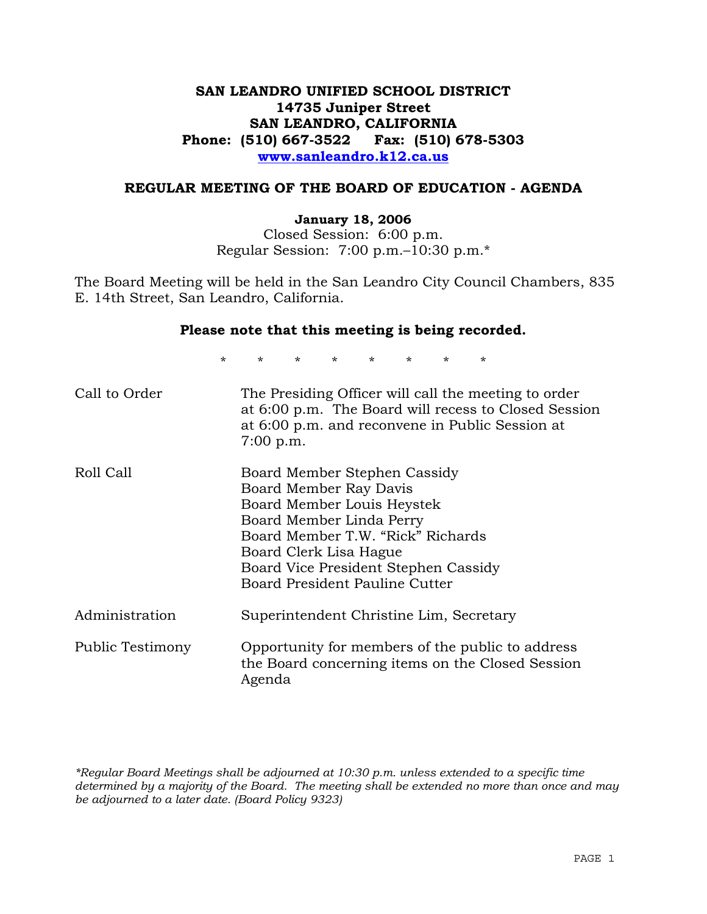**SAN LEANDRO UNIFIED SCHOOL DISTRICT**
**14735 Juniper Street**
**SAN LEANDRO, CALIFORNIA**
**Phone: (510) 667-3522 Fax: (510) 678-5303**
**www.sanleandro.k12.ca.us**

**REGULAR MEETING OF THE BOARD OF EDUCATION - AGENDA**

**January 18, 2006**
Closed Session: 6:00 p.m.
Regular Session: 7:00 p.m.–10:30 p.m.*

The Board Meeting will be held in the San Leandro City Council Chambers, 835 E. 14th Street, San Leandro, California.

**Please note that this meeting is being recorded.**

\* \* \* \* \* \* \* \*

| | |
|---|---|
| Call to Order | The Presiding Officer will call the meeting to order at 6:00 p.m. The Board will recess to Closed Session at 6:00 p.m. and reconvene in Public Session at 7:00 p.m. |
| Roll Call | Board Member Stephen Cassidy<br>Board Member Ray Davis<br>Board Member Louis Heystek<br>Board Member Linda Perry<br>Board Member T.W. "Rick" Richards<br>Board Clerk Lisa Hague<br>Board Vice President Stephen Cassidy<br>Board President Pauline Cutter |
| Administration | Superintendent Christine Lim, Secretary |
| Public Testimony | Opportunity for members of the public to address the Board concerning items on the Closed Session Agenda |

*\*Regular Board Meetings shall be adjourned at 10:30 p.m. unless extended to a specific time determined by a majority of the Board. The meeting shall be extended no more than once and may be adjourned to a later date. (Board Policy 9323)*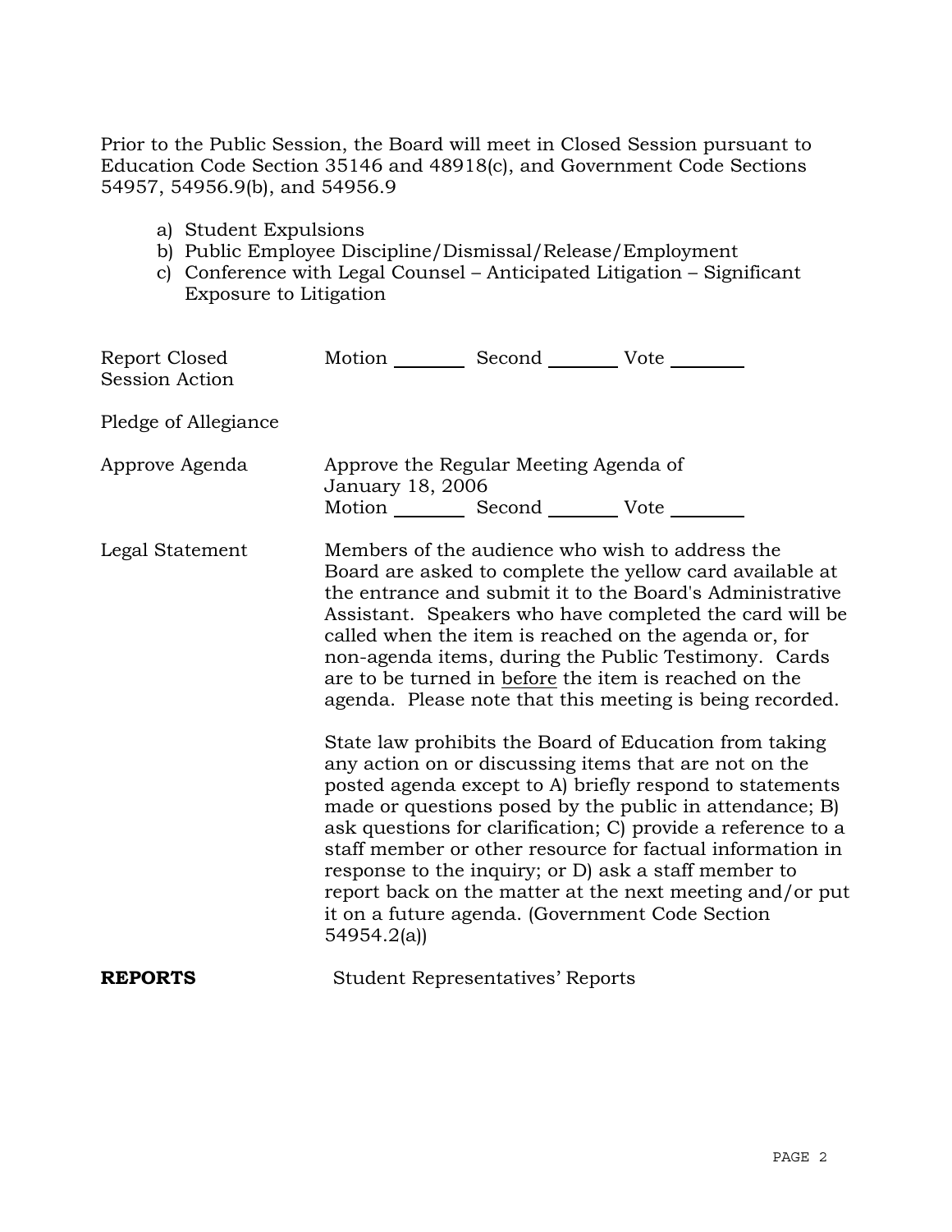Prior to the Public Session, the Board will meet in Closed Session pursuant to Education Code Section 35146 and 48918(c), and Government Code Sections 54957, 54956.9(b), and 54956.9

a) Student Expulsions
b) Public Employee Discipline/Dismissal/Release/Employment
c) Conference with Legal Counsel – Anticipated Litigation – Significant Exposure to Litigation

Report Closed Session Action — Motion ________ Second ________ Vote ________

Pledge of Allegiance

Approve Agenda — Approve the Regular Meeting Agenda of January 18, 2006
Motion ________ Second ________ Vote ________

Legal Statement — Members of the audience who wish to address the Board are asked to complete the yellow card available at the entrance and submit it to the Board's Administrative Assistant. Speakers who have completed the card will be called when the item is reached on the agenda or, for non-agenda items, during the Public Testimony. Cards are to be turned in <u>before</u> the item is reached on the agenda. Please note that this meeting is being recorded.

State law prohibits the Board of Education from taking any action on or discussing items that are not on the posted agenda except to A) briefly respond to statements made or questions posed by the public in attendance; B) ask questions for clarification; C) provide a reference to a staff member or other resource for factual information in response to the inquiry; or D) ask a staff member to report back on the matter at the next meeting and/or put it on a future agenda. (Government Code Section 54954.2(a))

**REPORTS** — Student Representatives' Reports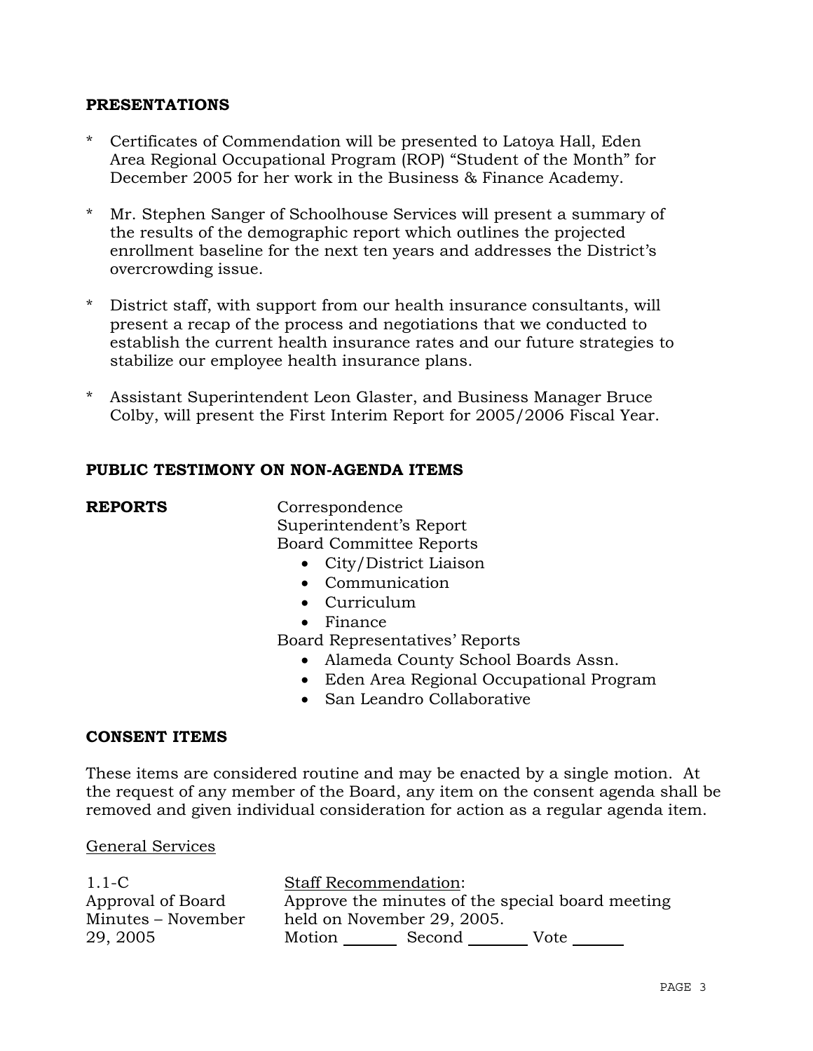**PRESENTATIONS**

* Certificates of Commendation will be presented to Latoya Hall, Eden Area Regional Occupational Program (ROP) "Student of the Month" for December 2005 for her work in the Business & Finance Academy.

* Mr. Stephen Sanger of Schoolhouse Services will present a summary of the results of the demographic report which outlines the projected enrollment baseline for the next ten years and addresses the District's overcrowding issue.

* District staff, with support from our health insurance consultants, will present a recap of the process and negotiations that we conducted to establish the current health insurance rates and our future strategies to stabilize our employee health insurance plans.

* Assistant Superintendent Leon Glaster, and Business Manager Bruce Colby, will present the First Interim Report for 2005/2006 Fiscal Year.

**PUBLIC TESTIMONY ON NON-AGENDA ITEMS**

**REPORTS**

Correspondence
Superintendent's Report
Board Committee Reports

- City/District Liaison
- Communication
- Curriculum
- Finance

Board Representatives' Reports

- Alameda County School Boards Assn.
- Eden Area Regional Occupational Program
- San Leandro Collaborative

**CONSENT ITEMS**

These items are considered routine and may be enacted by a single motion. At the request of any member of the Board, any item on the consent agenda shall be removed and given individual consideration for action as a regular agenda item.

General Services

1.1-C
Approval of Board Minutes – November 29, 2005

Staff Recommendation:
Approve the minutes of the special board meeting held on November 29, 2005.
Motion _______ Second _______ Vote _______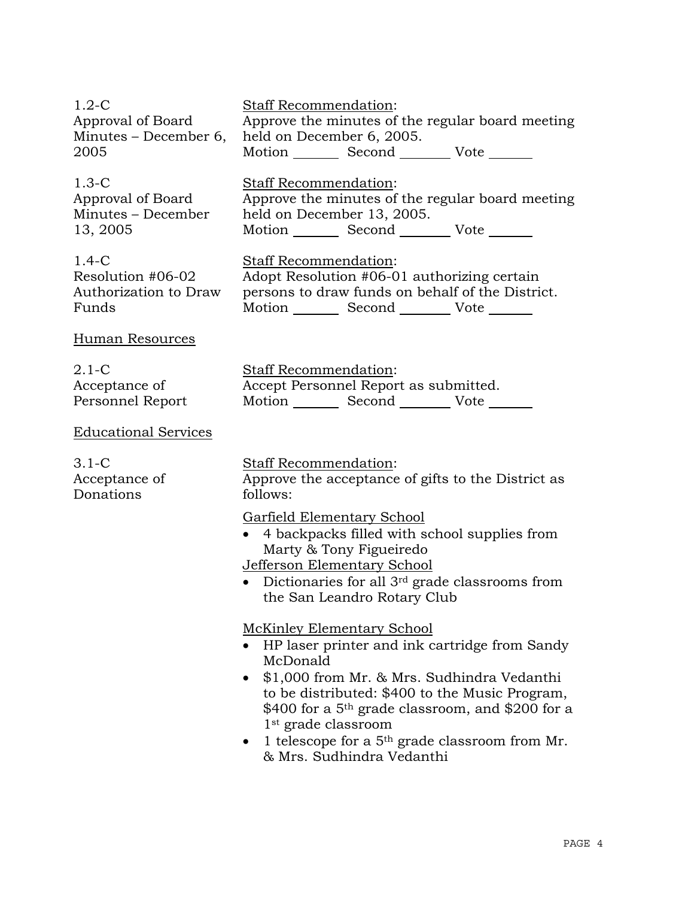1.2-C
Approval of Board Minutes – December 6, 2005

Staff Recommendation:
Approve the minutes of the regular board meeting held on December 6, 2005.
Motion _______ Second _______ Vote _______

1.3-C
Approval of Board Minutes – December 13, 2005

Staff Recommendation:
Approve the minutes of the regular board meeting held on December 13, 2005.
Motion _______ Second _______ Vote _______

1.4-C
Resolution #06-02 Authorization to Draw Funds

Staff Recommendation:
Adopt Resolution #06-01 authorizing certain persons to draw funds on behalf of the District.
Motion _______ Second _______ Vote _______

Human Resources

2.1-C
Acceptance of Personnel Report

Staff Recommendation:
Accept Personnel Report as submitted.
Motion _______ Second _______ Vote _______

Educational Services

3.1-C
Acceptance of Donations

Staff Recommendation:
Approve the acceptance of gifts to the District as follows:

Garfield Elementary School
- 4 backpacks filled with school supplies from Marty & Tony Figueiredo

Jefferson Elementary School
- Dictionaries for all 3rd grade classrooms from the San Leandro Rotary Club

McKinley Elementary School
- HP laser printer and ink cartridge from Sandy McDonald
- $1,000 from Mr. & Mrs. Sudhindra Vedanthi to be distributed: $400 to the Music Program, $400 for a 5th grade classroom, and $200 for a 1st grade classroom
- 1 telescope for a 5th grade classroom from Mr. & Mrs. Sudhindra Vedanthi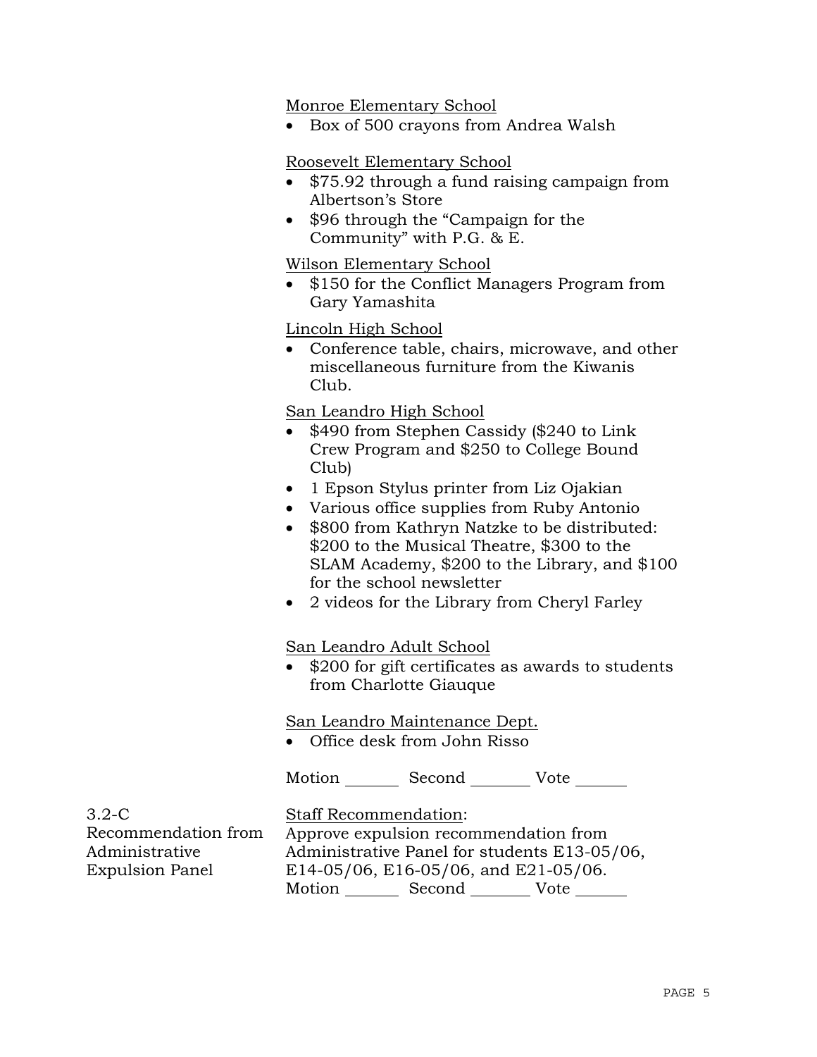Monroe Elementary School

- Box of 500 crayons from Andrea Walsh

Roosevelt Elementary School

- $75.92 through a fund raising campaign from Albertson's Store
- $96 through the "Campaign for the Community" with P.G. & E.

Wilson Elementary School

- $150 for the Conflict Managers Program from Gary Yamashita

Lincoln High School

- Conference table, chairs, microwave, and other miscellaneous furniture from the Kiwanis Club.

San Leandro High School

- $490 from Stephen Cassidy ($240 to Link Crew Program and $250 to College Bound Club)
- 1 Epson Stylus printer from Liz Ojakian
- Various office supplies from Ruby Antonio
- $800 from Kathryn Natzke to be distributed: $200 to the Musical Theatre, $300 to the SLAM Academy, $200 to the Library, and $100 for the school newsletter
- 2 videos for the Library from Cheryl Farley

San Leandro Adult School

- $200 for gift certificates as awards to students from Charlotte Giauque

San Leandro Maintenance Dept.

- Office desk from John Risso

Motion _______ Second _______ Vote _______

3.2-C Recommendation from Administrative Expulsion Panel

Staff Recommendation:
Approve expulsion recommendation from Administrative Panel for students E13-05/06, E14-05/06, E16-05/06, and E21-05/06.
Motion _______ Second _______ Vote _______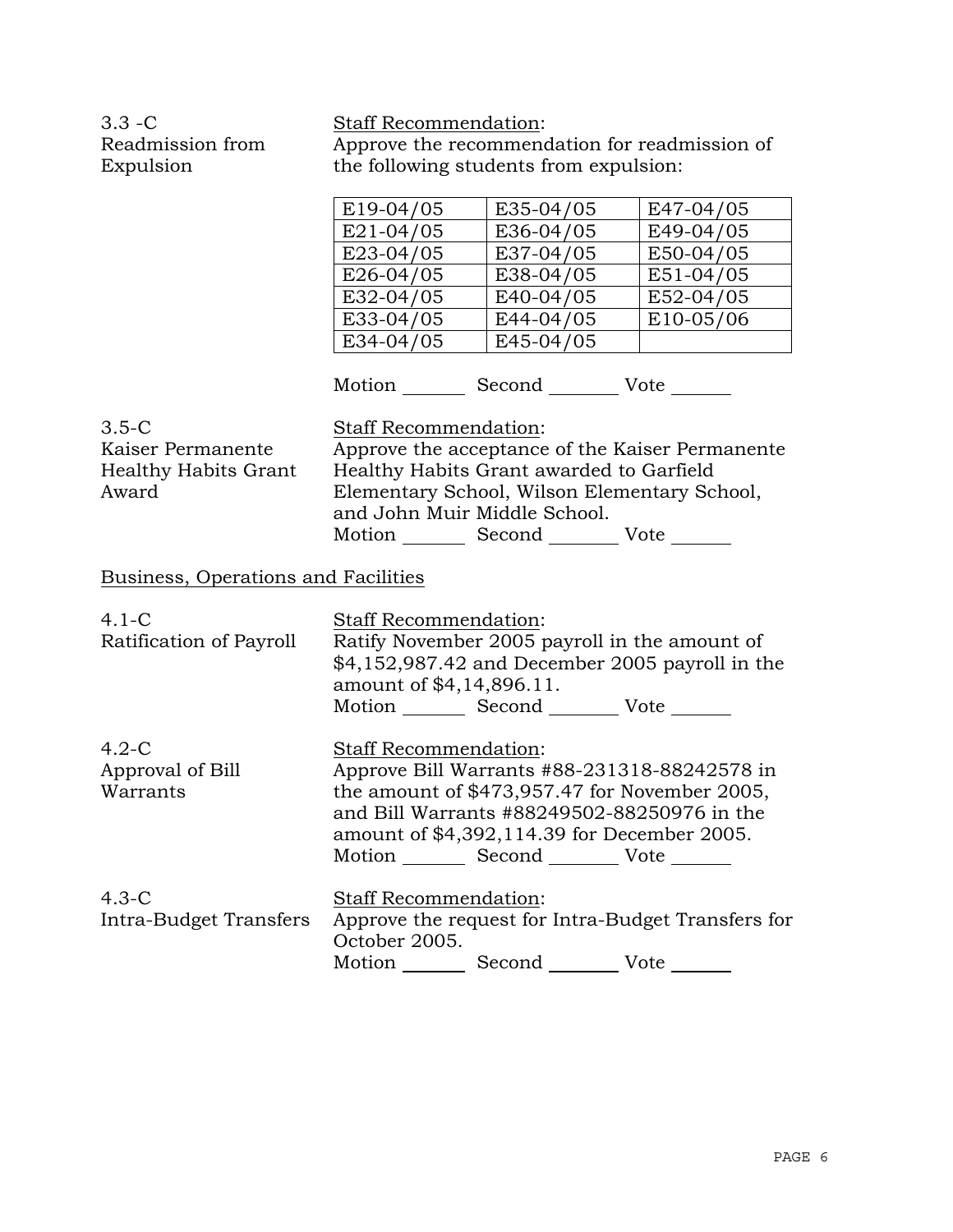3.3 -C
Readmission from Expulsion

Staff Recommendation:
Approve the recommendation for readmission of the following students from expulsion:

| | | |
|---|---|---|
| E19-04/05 | E35-04/05 | E47-04/05 |
| E21-04/05 | E36-04/05 | E49-04/05 |
| E23-04/05 | E37-04/05 | E50-04/05 |
| E26-04/05 | E38-04/05 | E51-04/05 |
| E32-04/05 | E40-04/05 | E52-04/05 |
| E33-04/05 | E44-04/05 | E10-05/06 |
| E34-04/05 | E45-04/05 | |

Motion _______ Second _______ Vote _______

3.5-C
Kaiser Permanente Healthy Habits Grant Award

Staff Recommendation:
Approve the acceptance of the Kaiser Permanente Healthy Habits Grant awarded to Garfield Elementary School, Wilson Elementary School, and John Muir Middle School.
Motion _______ Second _______ Vote _______

## Business, Operations and Facilities

4.1-C
Ratification of Payroll

Staff Recommendation:
Ratify November 2005 payroll in the amount of $4,152,987.42 and December 2005 payroll in the amount of $4,14,896.11.
Motion _______ Second _______ Vote _______

4.2-C
Approval of Bill Warrants

Staff Recommendation:
Approve Bill Warrants #88-231318-88242578 in the amount of $473,957.47 for November 2005, and Bill Warrants #88249502-88250976 in the amount of $4,392,114.39 for December 2005.
Motion _______ Second _______ Vote _______

4.3-C
Intra-Budget Transfers

Staff Recommendation:
Approve the request for Intra-Budget Transfers for October 2005.
Motion _______ Second _______ Vote _______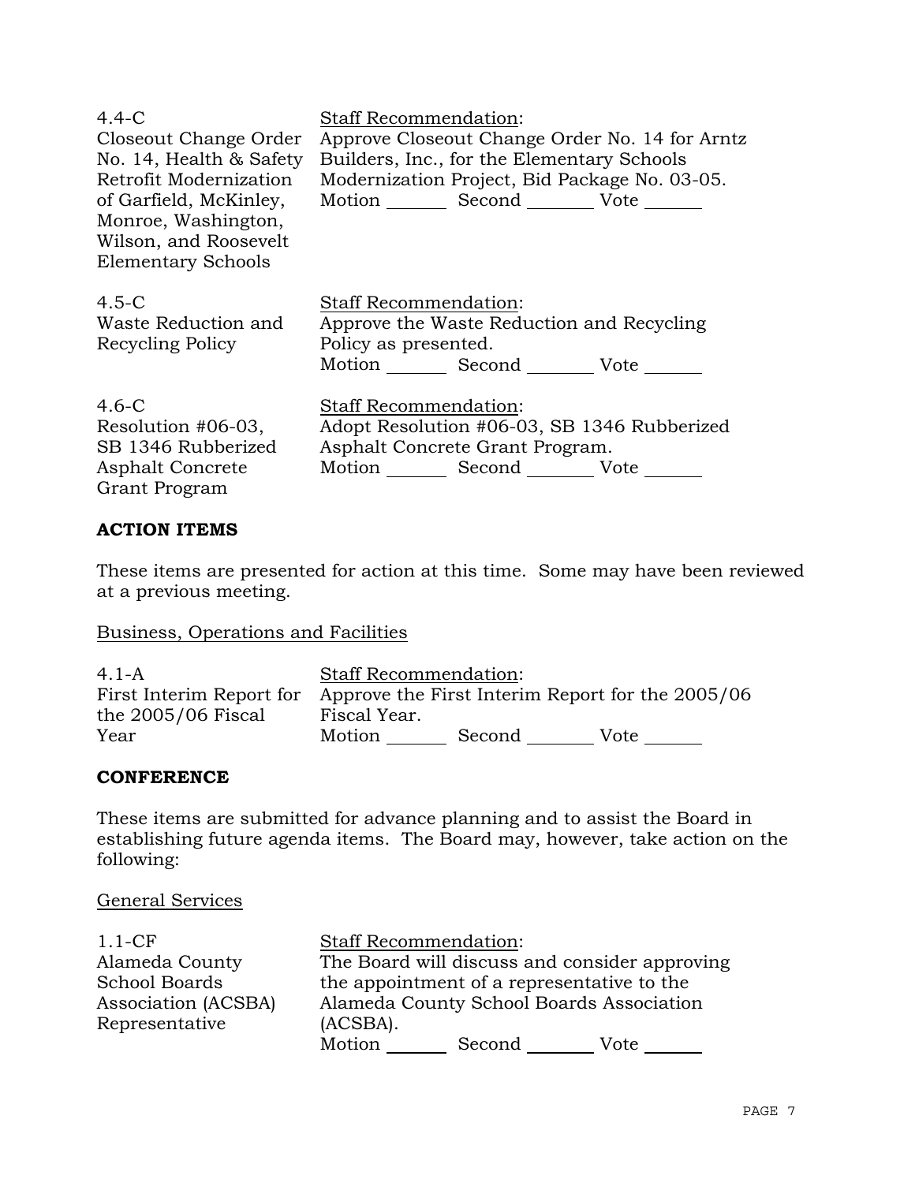| | |
|---|---|
| 4.4-C<br>Closeout Change Order No. 14, Health & Safety Retrofit Modernization of Garfield, McKinley, Monroe, Washington, Wilson, and Roosevelt Elementary Schools | Staff Recommendation:<br>Approve Closeout Change Order No. 14 for Arntz Builders, Inc., for the Elementary Schools Modernization Project, Bid Package No. 03-05.<br>Motion _______ Second _______ Vote _______ |
| 4.5-C<br>Waste Reduction and Recycling Policy | Staff Recommendation:<br>Approve the Waste Reduction and Recycling Policy as presented.<br>Motion _______ Second _______ Vote _______ |
| 4.6-C<br>Resolution #06-03, SB 1346 Rubberized Asphalt Concrete Grant Program | Staff Recommendation:<br>Adopt Resolution #06-03, SB 1346 Rubberized Asphalt Concrete Grant Program.<br>Motion _______ Second _______ Vote _______ |

**ACTION ITEMS**

These items are presented for action at this time. Some may have been reviewed at a previous meeting.

Business, Operations and Facilities

| | |
|---|---|
| 4.1-A<br>First Interim Report for the 2005/06 Fiscal Year | Staff Recommendation:<br>Approve the First Interim Report for the 2005/06 Fiscal Year.<br>Motion _______ Second _______ Vote _______ |

**CONFERENCE**

These items are submitted for advance planning and to assist the Board in establishing future agenda items. The Board may, however, take action on the following:

General Services

| | |
|---|---|
| 1.1-CF<br>Alameda County School Boards Association (ACSBA) Representative | Staff Recommendation:<br>The Board will discuss and consider approving the appointment of a representative to the Alameda County School Boards Association (ACSBA).<br>Motion _______ Second _______ Vote _______ |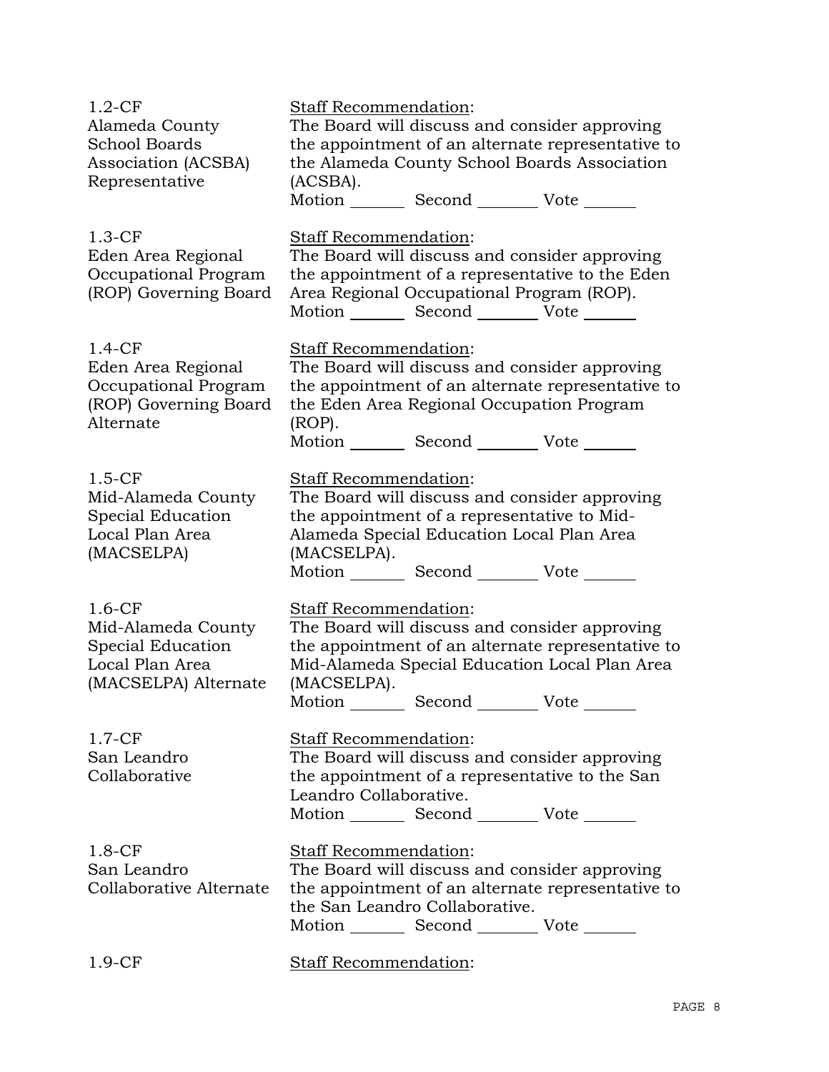1.2-CF
Alameda County School Boards Association (ACSBA) Representative

Staff Recommendation:
The Board will discuss and consider approving the appointment of an alternate representative to the Alameda County School Boards Association (ACSBA).
Motion _______ Second _______ Vote _______

1.3-CF
Eden Area Regional Occupational Program (ROP) Governing Board

Staff Recommendation:
The Board will discuss and consider approving the appointment of a representative to the Eden Area Regional Occupational Program (ROP).
Motion _______ Second _______ Vote _______

1.4-CF
Eden Area Regional Occupational Program (ROP) Governing Board Alternate

Staff Recommendation:
The Board will discuss and consider approving the appointment of an alternate representative to the Eden Area Regional Occupation Program (ROP).
Motion _______ Second _______ Vote _______

1.5-CF
Mid-Alameda County Special Education Local Plan Area (MACSELPA)

Staff Recommendation:
The Board will discuss and consider approving the appointment of a representative to Mid-Alameda Special Education Local Plan Area (MACSELPA).
Motion _______ Second _______ Vote _______

1.6-CF
Mid-Alameda County Special Education Local Plan Area (MACSELPA) Alternate

Staff Recommendation:
The Board will discuss and consider approving the appointment of an alternate representative to Mid-Alameda Special Education Local Plan Area (MACSELPA).
Motion _______ Second _______ Vote _______

1.7-CF
San Leandro Collaborative

Staff Recommendation:
The Board will discuss and consider approving the appointment of a representative to the San Leandro Collaborative.
Motion _______ Second _______ Vote _______

1.8-CF
San Leandro Collaborative Alternate

Staff Recommendation:
The Board will discuss and consider approving the appointment of an alternate representative to the San Leandro Collaborative.
Motion _______ Second _______ Vote _______

1.9-CF

Staff Recommendation: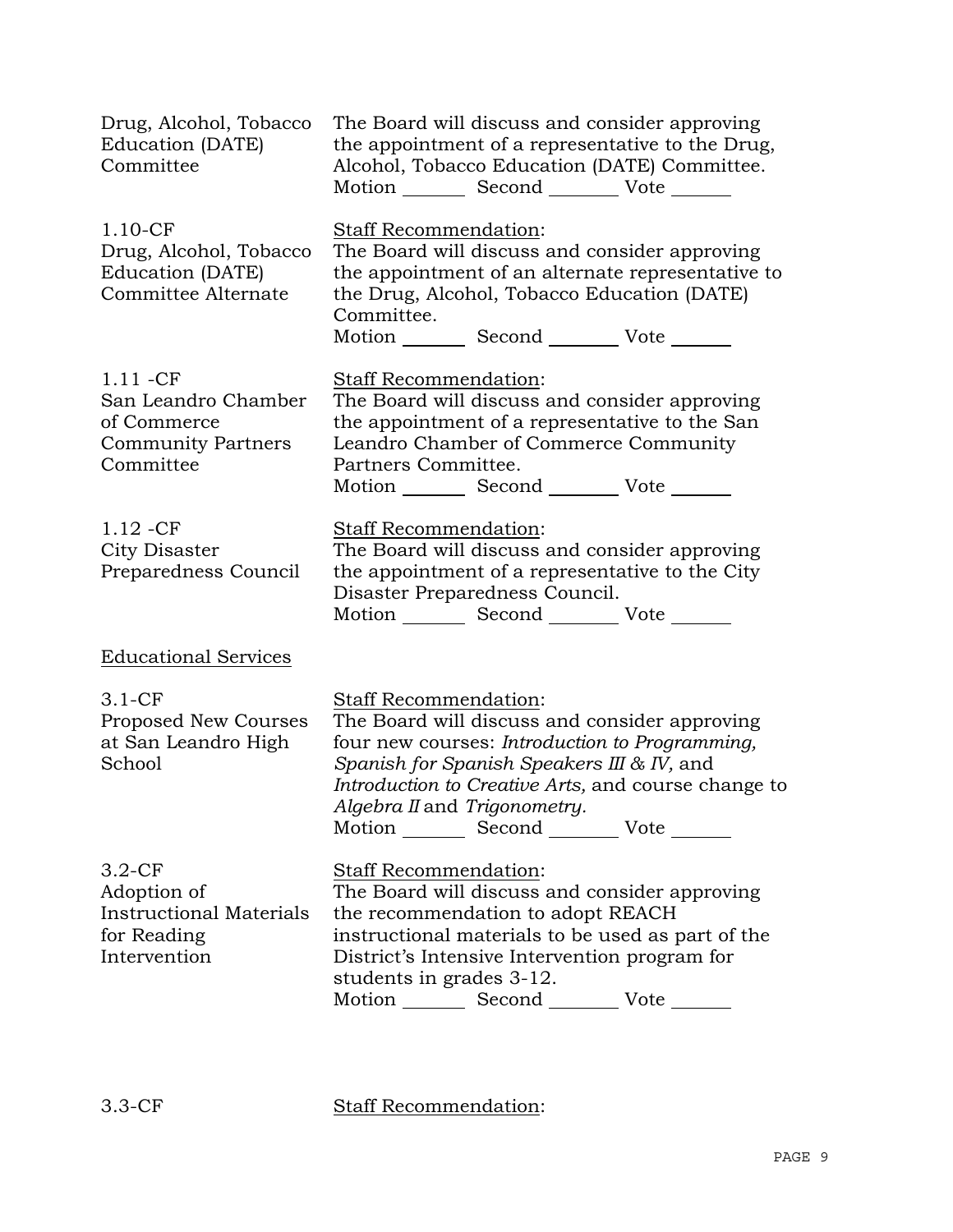Drug, Alcohol, Tobacco Education (DATE) Committee

The Board will discuss and consider approving the appointment of a representative to the Drug, Alcohol, Tobacco Education (DATE) Committee.
Motion _______ Second _______ Vote _______

1.10-CF
Drug, Alcohol, Tobacco Education (DATE) Committee Alternate

Staff Recommendation:
The Board will discuss and consider approving the appointment of an alternate representative to the Drug, Alcohol, Tobacco Education (DATE) Committee.
Motion _______ Second _______ Vote _______

1.11 -CF
San Leandro Chamber of Commerce Community Partners Committee

Staff Recommendation:
The Board will discuss and consider approving the appointment of a representative to the San Leandro Chamber of Commerce Community Partners Committee.
Motion _______ Second _______ Vote _______

1.12 -CF
City Disaster Preparedness Council

Staff Recommendation:
The Board will discuss and consider approving the appointment of a representative to the City Disaster Preparedness Council.
Motion _______ Second _______ Vote _______

Educational Services

3.1-CF
Proposed New Courses at San Leandro High School

Staff Recommendation:
The Board will discuss and consider approving four new courses: *Introduction to Programming, Spanish for Spanish Speakers III & IV,* and *Introduction to Creative Arts,* and course change to *Algebra II* and *Trigonometry.*
Motion _______ Second _______ Vote _______

3.2-CF
Adoption of Instructional Materials for Reading Intervention

Staff Recommendation:
The Board will discuss and consider approving the recommendation to adopt REACH instructional materials to be used as part of the District's Intensive Intervention program for students in grades 3-12.
Motion _______ Second _______ Vote _______

3.3-CF

Staff Recommendation: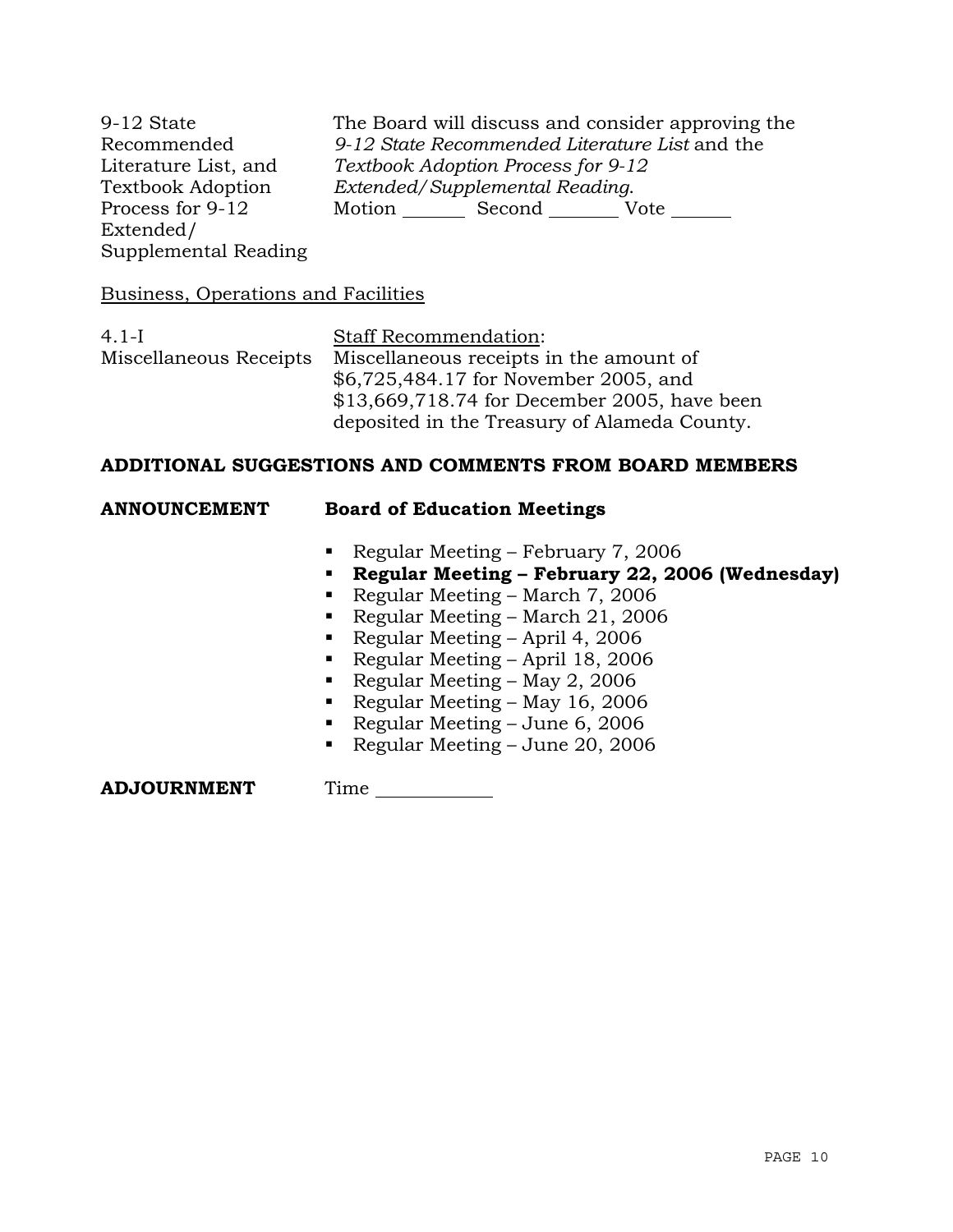| | |
|---|---|
| 9-12 State Recommended Literature List, and Textbook Adoption Process for 9-12 Extended/ Supplemental Reading | The Board will discuss and consider approving the *9-12 State Recommended Literature List* and the *Textbook Adoption Process for 9-12 Extended/Supplemental Reading*. Motion _______ Second _______ Vote _______ |

Business, Operations and Facilities

| | |
|---|---|
| 4.1-I Miscellaneous Receipts | Staff Recommendation: Miscellaneous receipts in the amount of \$6,725,484.17 for November 2005, and \$13,669,718.74 for December 2005, have been deposited in the Treasury of Alameda County. |

**ADDITIONAL SUGGESTIONS AND COMMENTS FROM BOARD MEMBERS**

**ANNOUNCEMENT** **Board of Education Meetings**

- Regular Meeting – February 7, 2006
- **Regular Meeting – February 22, 2006 (Wednesday)**
- Regular Meeting – March 7, 2006
- Regular Meeting – March 21, 2006
- Regular Meeting – April 4, 2006
- Regular Meeting – April 18, 2006
- Regular Meeting – May 2, 2006
- Regular Meeting – May 16, 2006
- Regular Meeting – June 6, 2006
- Regular Meeting – June 20, 2006

**ADJOURNMENT** Time ____________